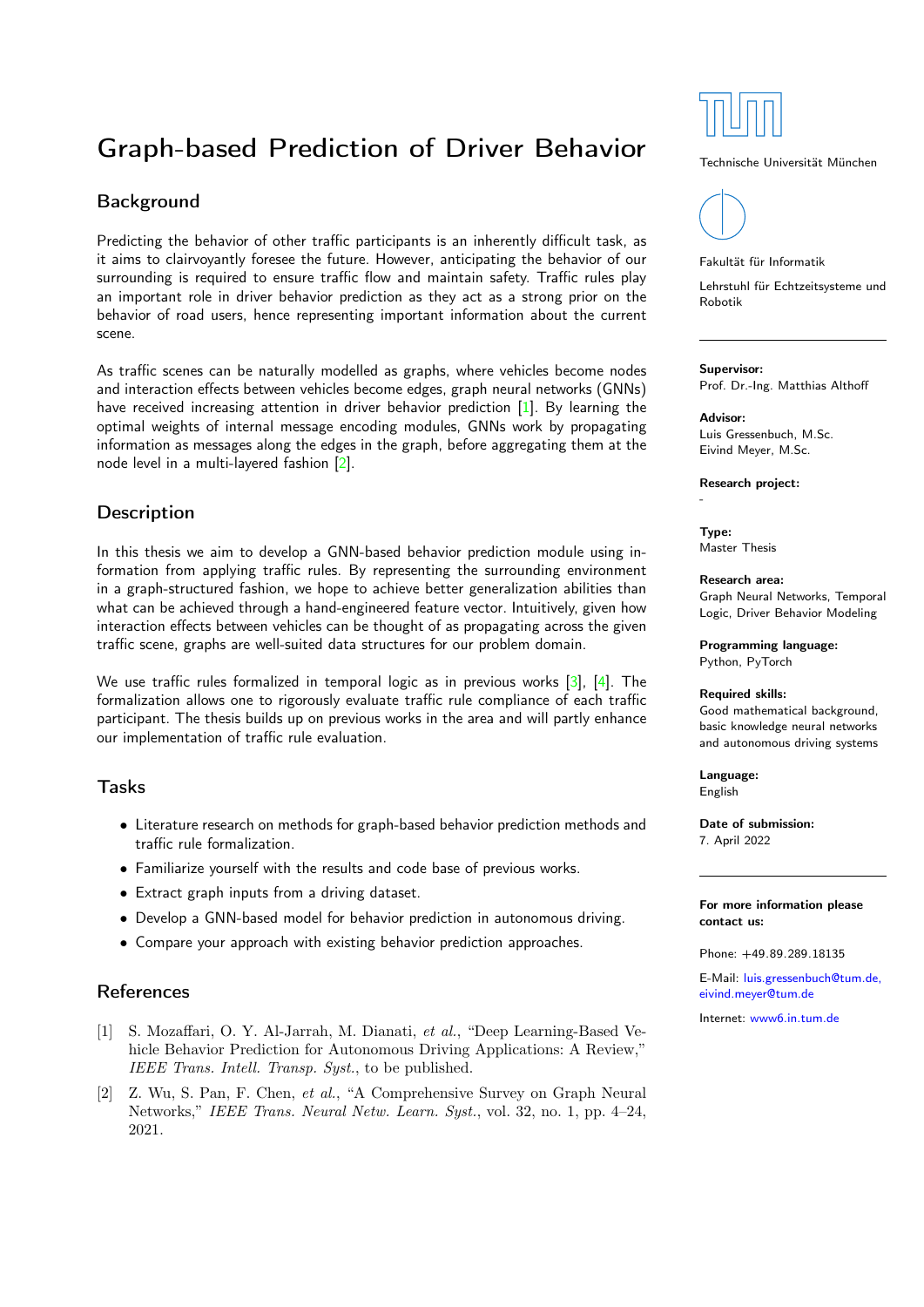# Graph-based Prediction of Driver Behavior

## Background

Predicting the behavior of other traffic participants is an inherently difficult task, as it aims to clairvoyantly foresee the future. However, anticipating the behavior of our surrounding is required to ensure traffic flow and maintain safety. Traffic rules play an important role in driver behavior prediction as they act as a strong prior on the behavior of road users, hence representing important information about the current scene.

As traffic scenes can be naturally modelled as graphs, where vehicles become nodes and interaction effects between vehicles become edges, graph neural networks (GNNs) have received increasing attention in driver behavior prediction [1]. By learning the optimal weights of internal message encoding modules, GNNs work by propagating information as messages along the edges in the graph, before aggregating them at the node level in a multi-layered fashion [2].

## Description

In this thesis we aim to develop a GNN-based behavior prediction module using information from applying traffic rules. By representing the surrounding environment in a graph-structured fashion, we hope to achieve better generalization abilities than what can be achieved through a hand-engineered feature vector. Intuitively, given how interaction effects between vehicles can be thought of as propagating across the given traffic scene, graphs are well-suited data structures for our problem domain.

We use traffic rules formalized in temporal logic as in previous works [3], [4]. The formalization allows one to rigorously evaluate traffic rule compliance of each traffic participant. The thesis builds up on previous works in the area and will partly enhance our implementation of traffic rule evaluation.

## Tasks

- Literature research on methods for graph-based behavior prediction methods and traffic rule formalization.
- Familiarize yourself with the results and code base of previous works.
- Extract graph inputs from a driving dataset.
- Develop a GNN-based model for behavior prediction in autonomous driving.
- Compare your approach with existing behavior prediction approaches.

## References

[1] S. Mozaffari, O. Y. Al-Jarrah, M. Dianati, *et al.*, "Deep Learning-Based Vehicle Behavior Prediction for Autonomous Driving Applications: A Review," *IEEE Trans. Intell. Transp. Syst.*, to be published.

[2] Z. Wu, S. Pan, F. Chen, *et al.*, "A Comprehensive Survey on Graph Neural Networks," *IEEE Trans. Neural Netw. Learn. Syst.*, vol. 32, no. 1, pp. 4–24, 2021.

Technische Universität München

Fakultät für Informatik

Lehrstuhl für Echtzeitsysteme und Robotik

**Supervisor:**
Prof. Dr.-Ing. Matthias Althoff

**Advisor:**
Luis Gressenbuch, M.Sc.
Eivind Meyer, M.Sc.

**Research project:**
-

**Type:**
Master Thesis

**Research area:**
Graph Neural Networks, Temporal Logic, Driver Behavior Modeling

**Programming language:**
Python, PyTorch

**Required skills:**
Good mathematical background, basic knowledge neural networks and autonomous driving systems

**Language:**
English

**Date of submission:**
7. April 2022

**For more information please contact us:**

Phone: +49.89.289.18135

E-Mail: luis.gressenbuch@tum.de, eivind.meyer@tum.de

Internet: www6.in.tum.de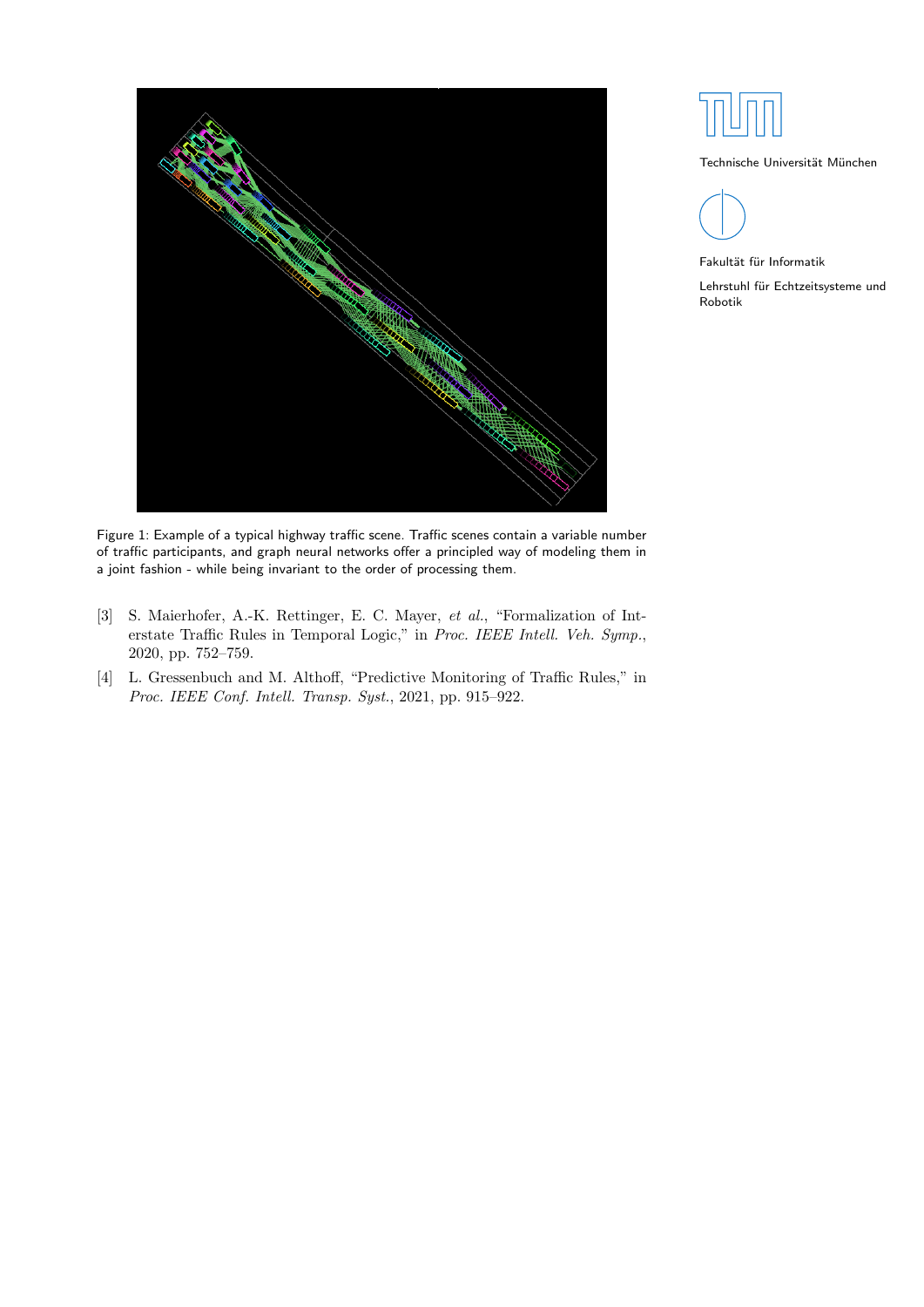Technische Universität München

Fakultät für Informatik

Lehrstuhl für Echtzeitsysteme und Robotik

Figure 1: Example of a typical highway traffic scene. Traffic scenes contain a variable number of traffic participants, and graph neural networks offer a principled way of modeling them in a joint fashion - while being invariant to the order of processing them.

[3] S. Maierhofer, A.-K. Rettinger, E. C. Mayer, *et al.*, "Formalization of Interstate Traffic Rules in Temporal Logic," in *Proc. IEEE Intell. Veh. Symp.*, 2020, pp. 752–759.

[4] L. Gressenbuch and M. Althoff, "Predictive Monitoring of Traffic Rules," in *Proc. IEEE Conf. Intell. Transp. Syst.*, 2021, pp. 915–922.